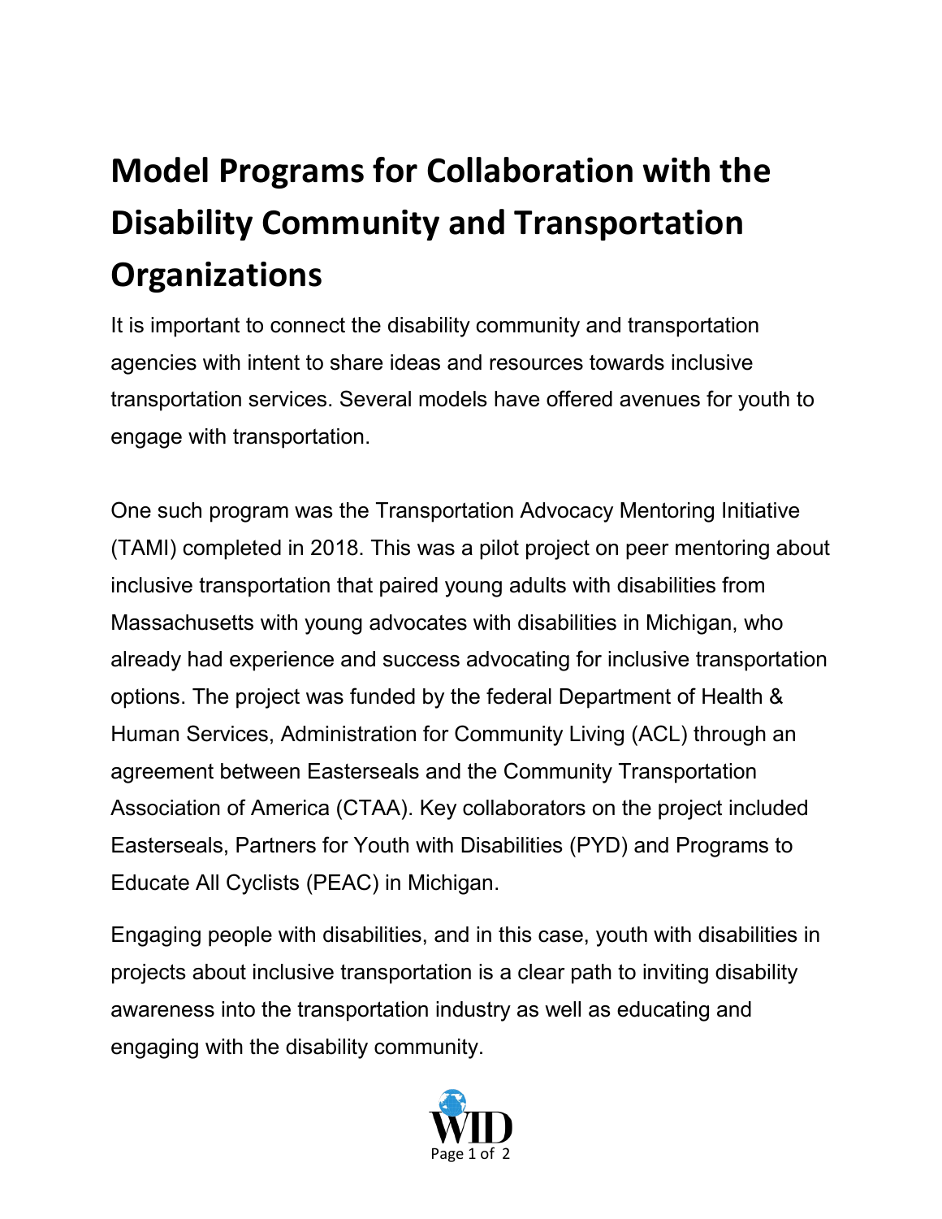# Model Programs for Collaboration with the Disability Community and Transportation Organizations

It is important to connect the disability community and transportation agencies with intent to share ideas and resources towards inclusive transportation services. Several models have offered avenues for youth to engage with transportation.

One such program was the Transportation Advocacy Mentoring Initiative (TAMI) completed in 2018. This was a pilot project on peer mentoring about inclusive transportation that paired young adults with disabilities from Massachusetts with young advocates with disabilities in Michigan, who already had experience and success advocating for inclusive transportation options. The project was funded by the federal Department of Health & Human Services, Administration for Community Living (ACL) through an agreement between Easterseals and the Community Transportation Association of America (CTAA). Key collaborators on the project included Easterseals, Partners for Youth with Disabilities (PYD) and Programs to Educate All Cyclists (PEAC) in Michigan.

Engaging people with disabilities, and in this case, youth with disabilities in projects about inclusive transportation is a clear path to inviting disability awareness into the transportation industry as well as educating and engaging with the disability community.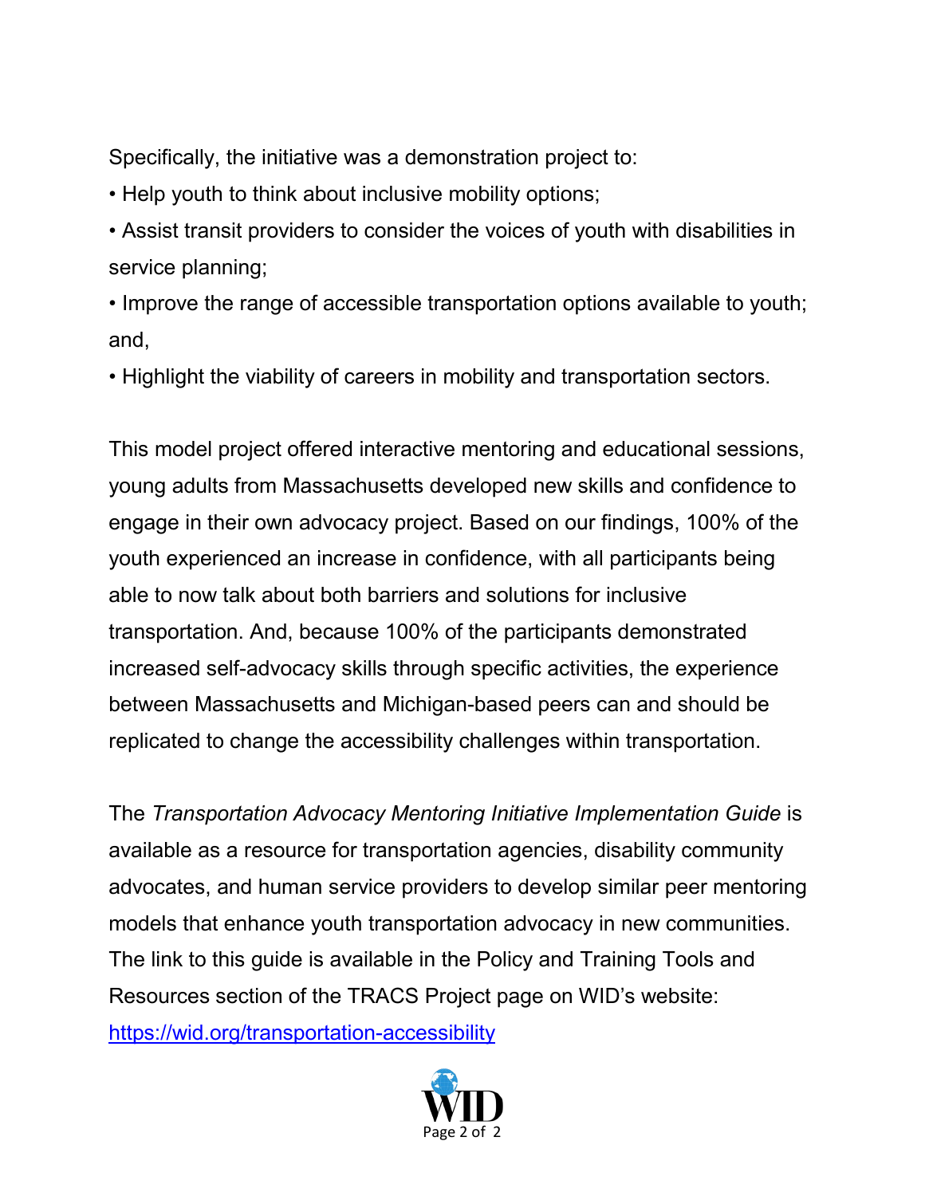Specifically, the initiative was a demonstration project to:

- Help youth to think about inclusive mobility options;
- Assist transit providers to consider the voices of youth with disabilities in service planning;
- Improve the range of accessible transportation options available to youth; and,
- Highlight the viability of careers in mobility and transportation sectors.

This model project offered interactive mentoring and educational sessions, young adults from Massachusetts developed new skills and confidence to engage in their own advocacy project. Based on our findings, 100% of the youth experienced an increase in confidence, with all participants being able to now talk about both barriers and solutions for inclusive transportation. And, because 100% of the participants demonstrated increased self-advocacy skills through specific activities, the experience between Massachusetts and Michigan-based peers can and should be replicated to change the accessibility challenges within transportation.

The *Transportation Advocacy Mentoring Initiative Implementation Guide* is available as a resource for transportation agencies, disability community advocates, and human service providers to develop similar peer mentoring models that enhance youth transportation advocacy in new communities. The link to this guide is available in the Policy and Training Tools and Resources section of the TRACS Project page on WID's website: [https://wid.org/transportation-accessibility](https://wid.org/transportation-accessibility)